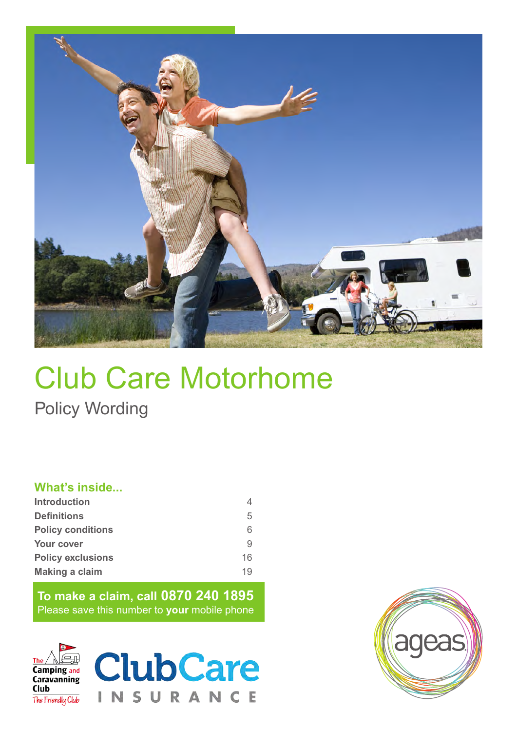# Club Care Motorhome

Policy Wording

## What's inside...

| | |
|---|---|
| **Introduction** | 4 |
| **Definitions** | 5 |
| **Policy conditions** | 6 |
| **Your cover** | 9 |
| **Policy exclusions** | 16 |
| **Making a claim** | 19 |

**To make a claim, call 0870 240 1895**
Please save this number to **your** mobile phone

The Camping and Caravanning Club
The Friendly Club

ClubCare INSURANCE

ageas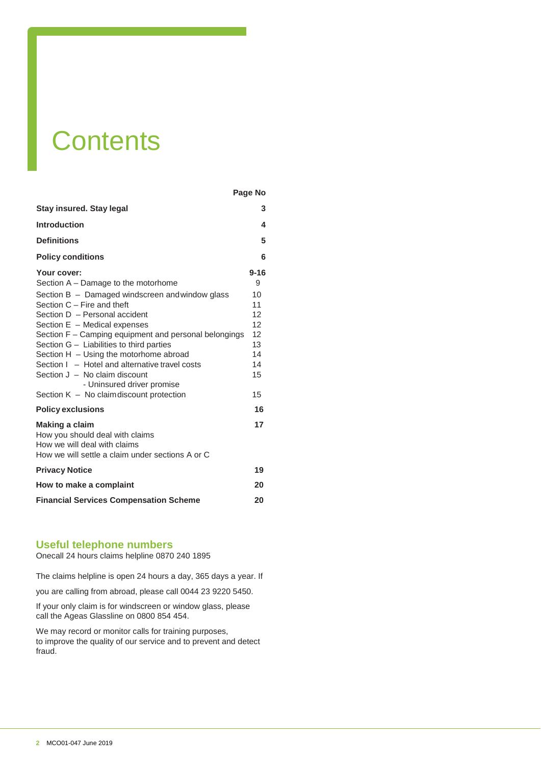# Contents

| | Page No |
|---|---|
| **Stay insured. Stay legal** | **3** |
| **Introduction** | **4** |
| **Definitions** | **5** |
| **Policy conditions** | **6** |
| **Your cover:** | **9-16** |
| Section A – Damage to the motorhome | 9 |
| Section B – Damaged windscreen and window glass | 10 |
| Section C – Fire and theft | 11 |
| Section D – Personal accident | 12 |
| Section E – Medical expenses | 12 |
| Section F – Camping equipment and personal belongings | 12 |
| Section G – Liabilities to third parties | 13 |
| Section H – Using the motorhome abroad | 14 |
| Section I – Hotel and alternative travel costs | 14 |
| Section J – No claim discount - Uninsured driver promise | 15 |
| Section K – No claim discount protection | 15 |
| **Policy exclusions** | **16** |
| **Making a claim** | **17** |
| How you should deal with claims | |
| How we will deal with claims | |
| How we will settle a claim under sections A or C | |
| **Privacy Notice** | **19** |
| **How to make a complaint** | **20** |
| **Financial Services Compensation Scheme** | **20** |

## Useful telephone numbers

Onecall 24 hours claims helpline 0870 240 1895

The claims helpline is open 24 hours a day, 365 days a year. If you are calling from abroad, please call 0044 23 9220 5450.

If your only claim is for windscreen or window glass, please call the Ageas Glassline on 0800 854 454.

We may record or monitor calls for training purposes, to improve the quality of our service and to prevent and detect fraud.

MCO01-047 June 2019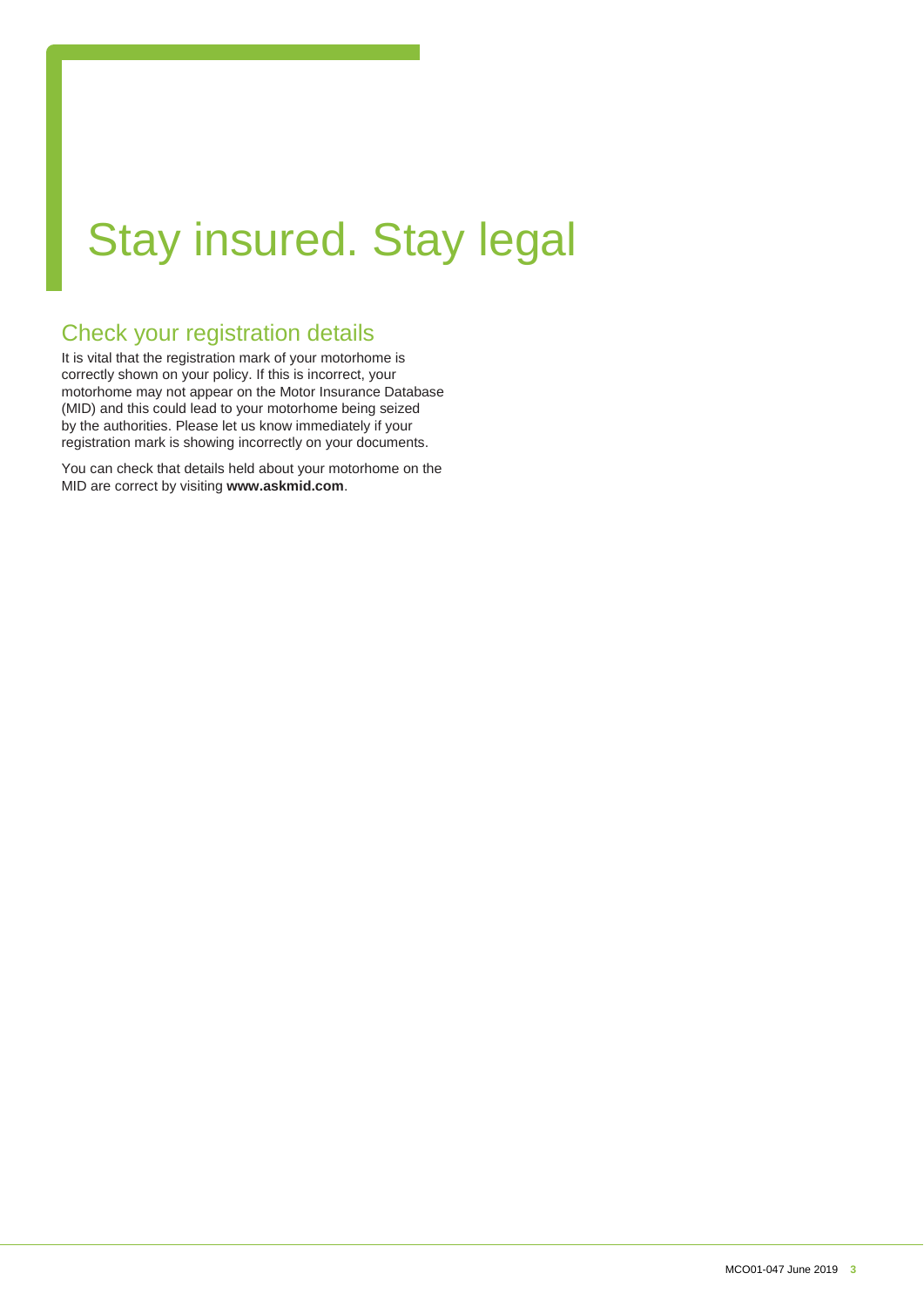# Stay insured. Stay legal

## Check your registration details

It is vital that the registration mark of your motorhome is correctly shown on your policy. If this is incorrect, your motorhome may not appear on the Motor Insurance Database (MID) and this could lead to your motorhome being seized by the authorities. Please let us know immediately if your registration mark is showing incorrectly on your documents.

You can check that details held about your motorhome on the MID are correct by visiting **www.askmid.com**.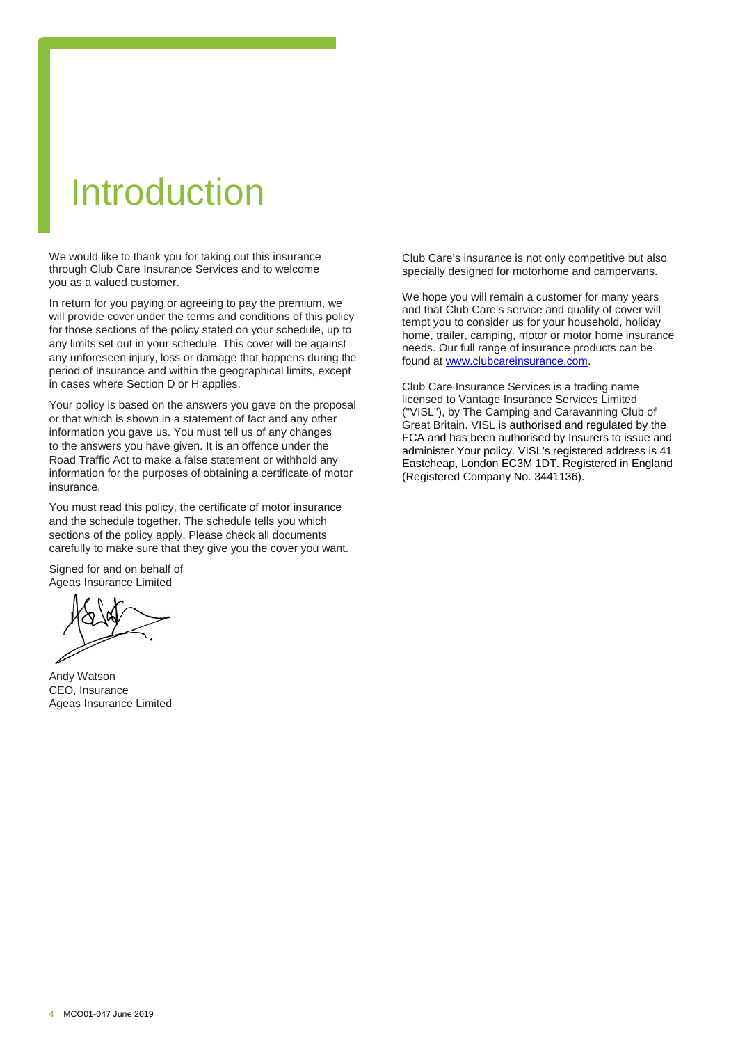# Introduction

We would like to thank you for taking out this insurance through Club Care Insurance Services and to welcome you as a valued customer.

In return for you paying or agreeing to pay the premium, we will provide cover under the terms and conditions of this policy for those sections of the policy stated on your schedule, up to any limits set out in your schedule. This cover will be against any unforeseen injury, loss or damage that happens during the period of Insurance and within the geographical limits, except in cases where Section D or H applies.

Your policy is based on the answers you gave on the proposal or that which is shown in a statement of fact and any other information you gave us. You must tell us of any changes to the answers you have given. It is an offence under the Road Traffic Act to make a false statement or withhold any information for the purposes of obtaining a certificate of motor insurance.

You must read this policy, the certificate of motor insurance and the schedule together. The schedule tells you which sections of the policy apply. Please check all documents carefully to make sure that they give you the cover you want.

Signed for and on behalf of
Ageas Insurance Limited

Andy Watson
CEO, Insurance
Ageas Insurance Limited

Club Care's insurance is not only competitive but also specially designed for motorhome and campervans.

We hope you will remain a customer for many years and that Club Care's service and quality of cover will tempt you to consider us for your household, holiday home, trailer, camping, motor or motor home insurance needs. Our full range of insurance products can be found at www.clubcareinsurance.com.

Club Care Insurance Services is a trading name licensed to Vantage Insurance Services Limited ("VISL"), by The Camping and Caravanning Club of Great Britain. VISL is authorised and regulated by the FCA and has been authorised by Insurers to issue and administer Your policy. VISL's registered address is 41 Eastcheap, London EC3M 1DT. Registered in England (Registered Company No. 3441136).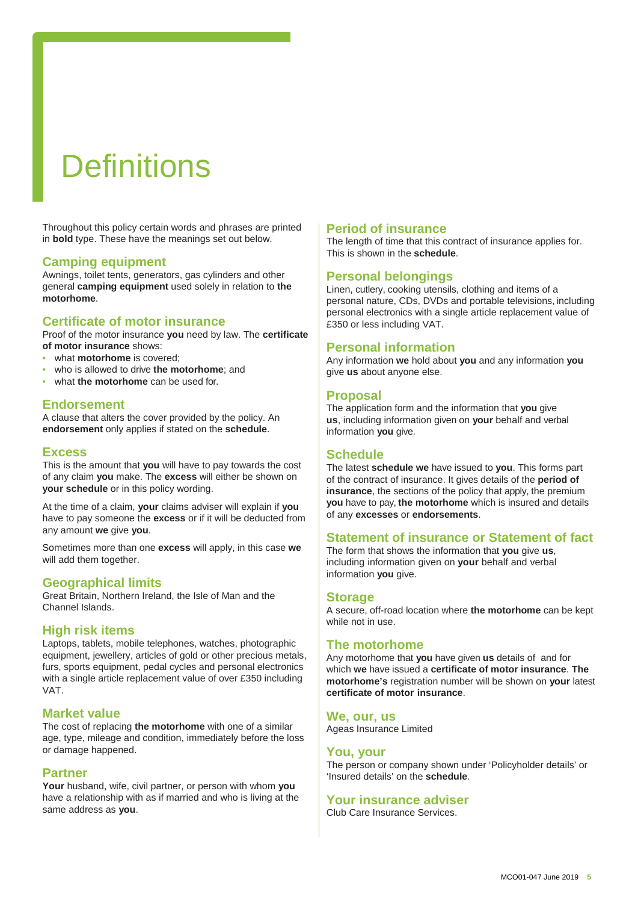# Definitions

Throughout this policy certain words and phrases are printed in **bold** type. These have the meanings set out below.

## Camping equipment

Awnings, toilet tents, generators, gas cylinders and other general **camping equipment** used solely in relation to **the motorhome**.

## Certificate of motor insurance

Proof of the motor insurance **you** need by law. The **certificate of motor insurance** shows:

- what **motorhome** is covered;
- who is allowed to drive **the motorhome**; and
- what **the motorhome** can be used for.

## Endorsement

A clause that alters the cover provided by the policy. An **endorsement** only applies if stated on the **schedule**.

## Excess

This is the amount that **you** will have to pay towards the cost of any claim **you** make. The **excess** will either be shown on **your schedule** or in this policy wording.

At the time of a claim, **your** claims adviser will explain if **you** have to pay someone the **excess** or if it will be deducted from any amount **we** give **you**.

Sometimes more than one **excess** will apply, in this case **we** will add them together.

## Geographical limits

Great Britain, Northern Ireland, the Isle of Man and the Channel Islands.

## High risk items

Laptops, tablets, mobile telephones, watches, photographic equipment, jewellery, articles of gold or other precious metals, furs, sports equipment, pedal cycles and personal electronics with a single article replacement value of over £350 including VAT.

## Market value

The cost of replacing **the motorhome** with one of a similar age, type, mileage and condition, immediately before the loss or damage happened.

## Partner

**Your** husband, wife, civil partner, or person with whom **you** have a relationship with as if married and who is living at the same address as **you**.

## Period of insurance

The length of time that this contract of insurance applies for. This is shown in the **schedule**.

## Personal belongings

Linen, cutlery, cooking utensils, clothing and items of a personal nature, CDs, DVDs and portable televisions, including personal electronics with a single article replacement value of £350 or less including VAT.

## Personal information

Any information **we** hold about **you** and any information **you** give **us** about anyone else.

## Proposal

The application form and the information that **you** give **us**, including information given on **your** behalf and verbal information **you** give.

## Schedule

The latest **schedule we** have issued to **you**. This forms part of the contract of insurance. It gives details of the **period of insurance**, the sections of the policy that apply, the premium **you** have to pay, **the motorhome** which is insured and details of any **excesses** or **endorsements**.

## Statement of insurance or Statement of fact

The form that shows the information that **you** give **us**, including information given on **your** behalf and verbal information **you** give.

## Storage

A secure, off-road location where **the motorhome** can be kept while not in use.

## The motorhome

Any motorhome that **you** have given **us** details of and for which **we** have issued a **certificate of motor insurance**. **The motorhome's** registration number will be shown on **your** latest **certificate of motor insurance**.

## We, our, us

Ageas Insurance Limited

## You, your

The person or company shown under 'Policyholder details' or 'Insured details' on the **schedule**.

## Your insurance adviser

Club Care Insurance Services.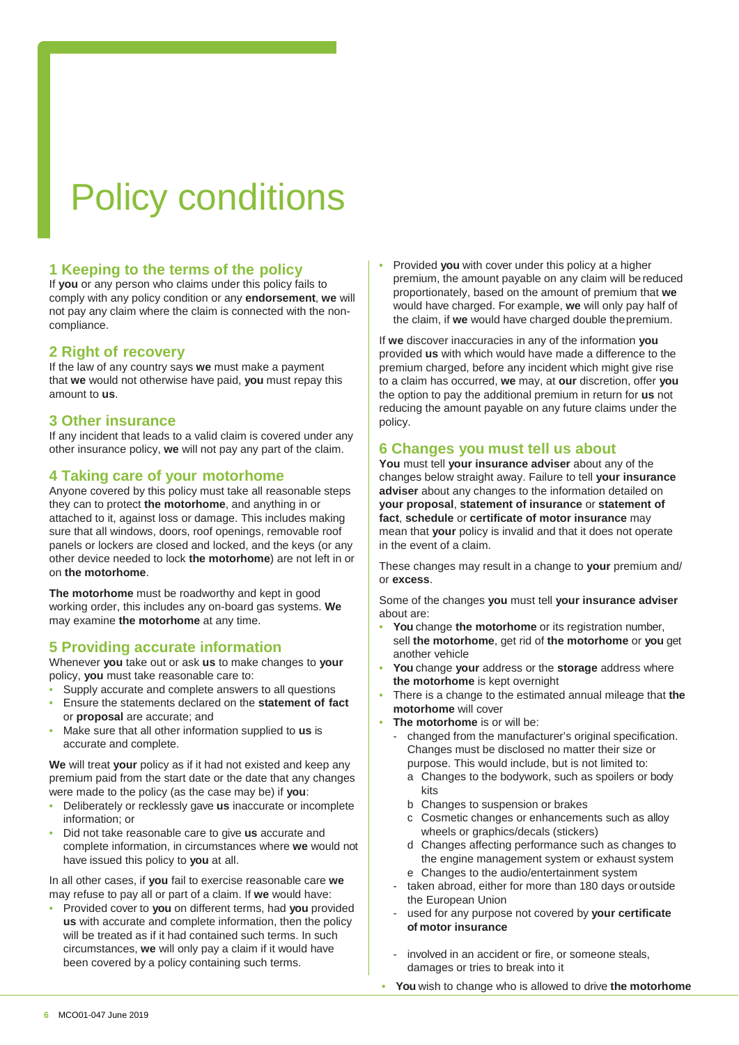# Policy conditions

## 1 Keeping to the terms of the policy

If **you** or any person who claims under this policy fails to comply with any policy condition or any **endorsement**, **we** will not pay any claim where the claim is connected with the non-compliance.

## 2 Right of recovery

If the law of any country says **we** must make a payment that **we** would not otherwise have paid, **you** must repay this amount to **us**.

## 3 Other insurance

If any incident that leads to a valid claim is covered under any other insurance policy, **we** will not pay any part of the claim.

## 4 Taking care of your motorhome

Anyone covered by this policy must take all reasonable steps they can to protect **the motorhome**, and anything in or attached to it, against loss or damage. This includes making sure that all windows, doors, roof openings, removable roof panels or lockers are closed and locked, and the keys (or any other device needed to lock **the motorhome**) are not left in or on **the motorhome**.

**The motorhome** must be roadworthy and kept in good working order, this includes any on-board gas systems. **We** may examine **the motorhome** at any time.

## 5 Providing accurate information

Whenever **you** take out or ask **us** to make changes to **your** policy, **you** must take reasonable care to:

- Supply accurate and complete answers to all questions
- Ensure the statements declared on the **statement of fact** or **proposal** are accurate; and
- Make sure that all other information supplied to **us** is accurate and complete.

**We** will treat **your** policy as if it had not existed and keep any premium paid from the start date or the date that any changes were made to the policy (as the case may be) if **you**:

- Deliberately or recklessly gave **us** inaccurate or incomplete information; or
- Did not take reasonable care to give **us** accurate and complete information, in circumstances where **we** would not have issued this policy to **you** at all.

In all other cases, if **you** fail to exercise reasonable care **we** may refuse to pay all or part of a claim. If **we** would have:

- Provided cover to **you** on different terms, had **you** provided **us** with accurate and complete information, then the policy will be treated as if it had contained such terms. In such circumstances, **we** will only pay a claim if it would have been covered by a policy containing such terms.
- Provided **you** with cover under this policy at a higher premium, the amount payable on any claim will be reduced proportionately, based on the amount of premium that **we** would have charged. For example, **we** will only pay half of the claim, if **we** would have charged double the premium.

If **we** discover inaccuracies in any of the information **you** provided **us** with which would have made a difference to the premium charged, before any incident which might give rise to a claim has occurred, **we** may, at **our** discretion, offer **you** the option to pay the additional premium in return for **us** not reducing the amount payable on any future claims under the policy.

## 6 Changes you must tell us about

**You** must tell **your insurance adviser** about any of the changes below straight away. Failure to tell **your insurance adviser** about any changes to the information detailed on **your proposal**, **statement of insurance** or **statement of fact**, **schedule** or **certificate of motor insurance** may mean that **your** policy is invalid and that it does not operate in the event of a claim.

These changes may result in a change to **your** premium and/or **excess**.

Some of the changes **you** must tell **your insurance adviser** about are:

- **You** change **the motorhome** or its registration number, sell **the motorhome**, get rid of **the motorhome** or **you** get another vehicle
- **You** change **your** address or the **storage** address where **the motorhome** is kept overnight
- There is a change to the estimated annual mileage that **the motorhome** will cover
- **The motorhome** is or will be:
  - changed from the manufacturer's original specification. Changes must be disclosed no matter their size or purpose. This would include, but is not limited to:
    - a Changes to the bodywork, such as spoilers or body kits
    - b Changes to suspension or brakes
    - c Cosmetic changes or enhancements such as alloy wheels or graphics/decals (stickers)
    - d Changes affecting performance such as changes to the engine management system or exhaust system
    - e Changes to the audio/entertainment system
  - taken abroad, either for more than 180 days or outside the European Union
  - used for any purpose not covered by **your certificate of motor insurance**
  - involved in an accident or fire, or someone steals, damages or tries to break into it
- **You** wish to change who is allowed to drive **the motorhome**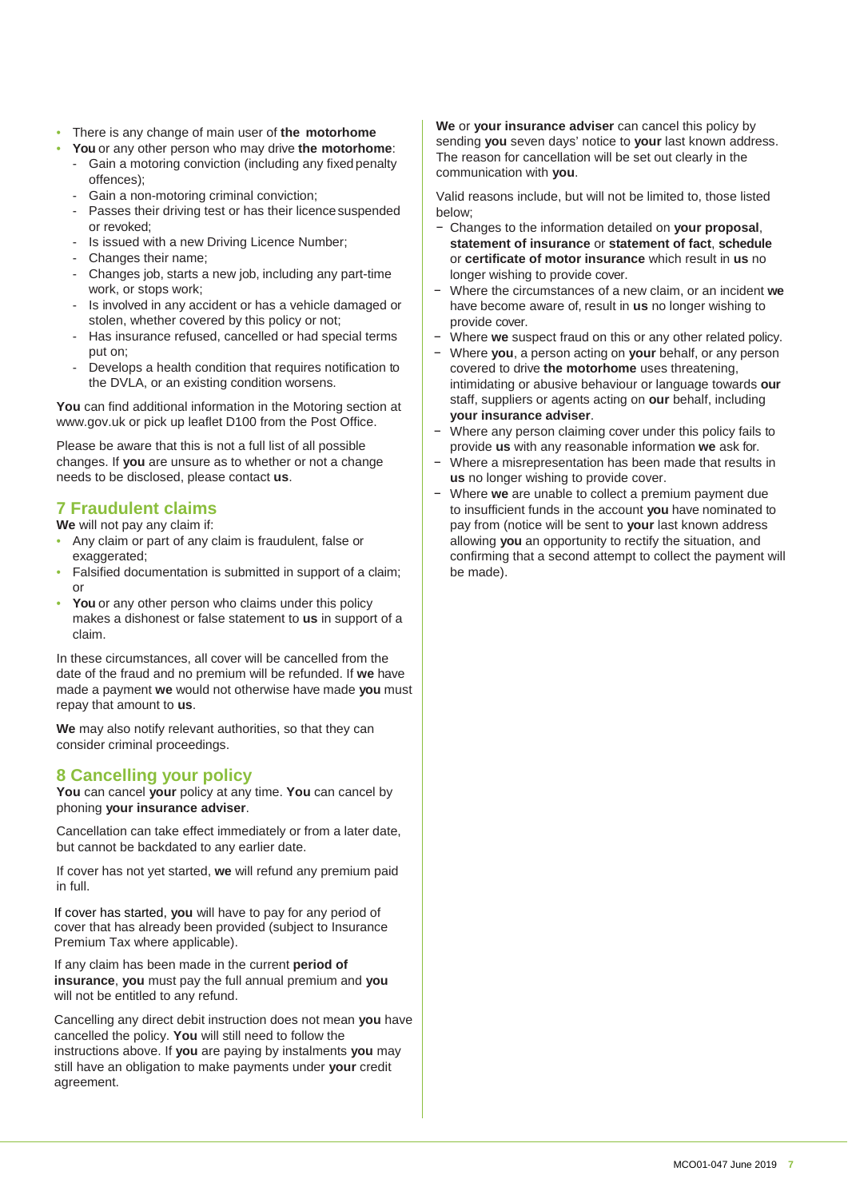- There is any change of main user of **the motorhome**
- **You** or any other person who may drive **the motorhome**:
  - Gain a motoring conviction (including any fixed penalty offences);
  - Gain a non-motoring criminal conviction;
  - Passes their driving test or has their licence suspended or revoked;
  - Is issued with a new Driving Licence Number;
  - Changes their name;
  - Changes job, starts a new job, including any part-time work, or stops work;
  - Is involved in any accident or has a vehicle damaged or stolen, whether covered by this policy or not;
  - Has insurance refused, cancelled or had special terms put on;
  - Develops a health condition that requires notification to the DVLA, or an existing condition worsens.

**You** can find additional information in the Motoring section at www.gov.uk or pick up leaflet D100 from the Post Office.

Please be aware that this is not a full list of all possible changes. If **you** are unsure as to whether or not a change needs to be disclosed, please contact **us**.

## 7 Fraudulent claims

**We** will not pay any claim if:

- Any claim or part of any claim is fraudulent, false or exaggerated;
- Falsified documentation is submitted in support of a claim; or
- **You** or any other person who claims under this policy makes a dishonest or false statement to **us** in support of a claim.

In these circumstances, all cover will be cancelled from the date of the fraud and no premium will be refunded. If **we** have made a payment **we** would not otherwise have made **you** must repay that amount to **us**.

**We** may also notify relevant authorities, so that they can consider criminal proceedings.

## 8 Cancelling your policy

**You** can cancel **your** policy at any time. **You** can cancel by phoning **your insurance adviser**.

Cancellation can take effect immediately or from a later date, but cannot be backdated to any earlier date.

If cover has not yet started, **we** will refund any premium paid in full.

If cover has started, **you** will have to pay for any period of cover that has already been provided (subject to Insurance Premium Tax where applicable).

If any claim has been made in the current **period of insurance**, **you** must pay the full annual premium and **you** will not be entitled to any refund.

Cancelling any direct debit instruction does not mean **you** have cancelled the policy. **You** will still need to follow the instructions above. If **you** are paying by instalments **you** may still have an obligation to make payments under **your** credit agreement.

**We** or **your insurance adviser** can cancel this policy by sending **you** seven days' notice to **your** last known address. The reason for cancellation will be set out clearly in the communication with **you**.

Valid reasons include, but will not be limited to, those listed below;

- Changes to the information detailed on **your proposal**, **statement of insurance** or **statement of fact**, **schedule** or **certificate of motor insurance** which result in **us** no longer wishing to provide cover.
- Where the circumstances of a new claim, or an incident **we** have become aware of, result in **us** no longer wishing to provide cover.
- Where **we** suspect fraud on this or any other related policy.
- Where **you**, a person acting on **your** behalf, or any person covered to drive **the motorhome** uses threatening, intimidating or abusive behaviour or language towards **our** staff, suppliers or agents acting on **our** behalf, including **your insurance adviser**.
- Where any person claiming cover under this policy fails to provide **us** with any reasonable information **we** ask for.
- Where a misrepresentation has been made that results in **us** no longer wishing to provide cover.
- Where **we** are unable to collect a premium payment due to insufficient funds in the account **you** have nominated to pay from (notice will be sent to **your** last known address allowing **you** an opportunity to rectify the situation, and confirming that a second attempt to collect the payment will be made).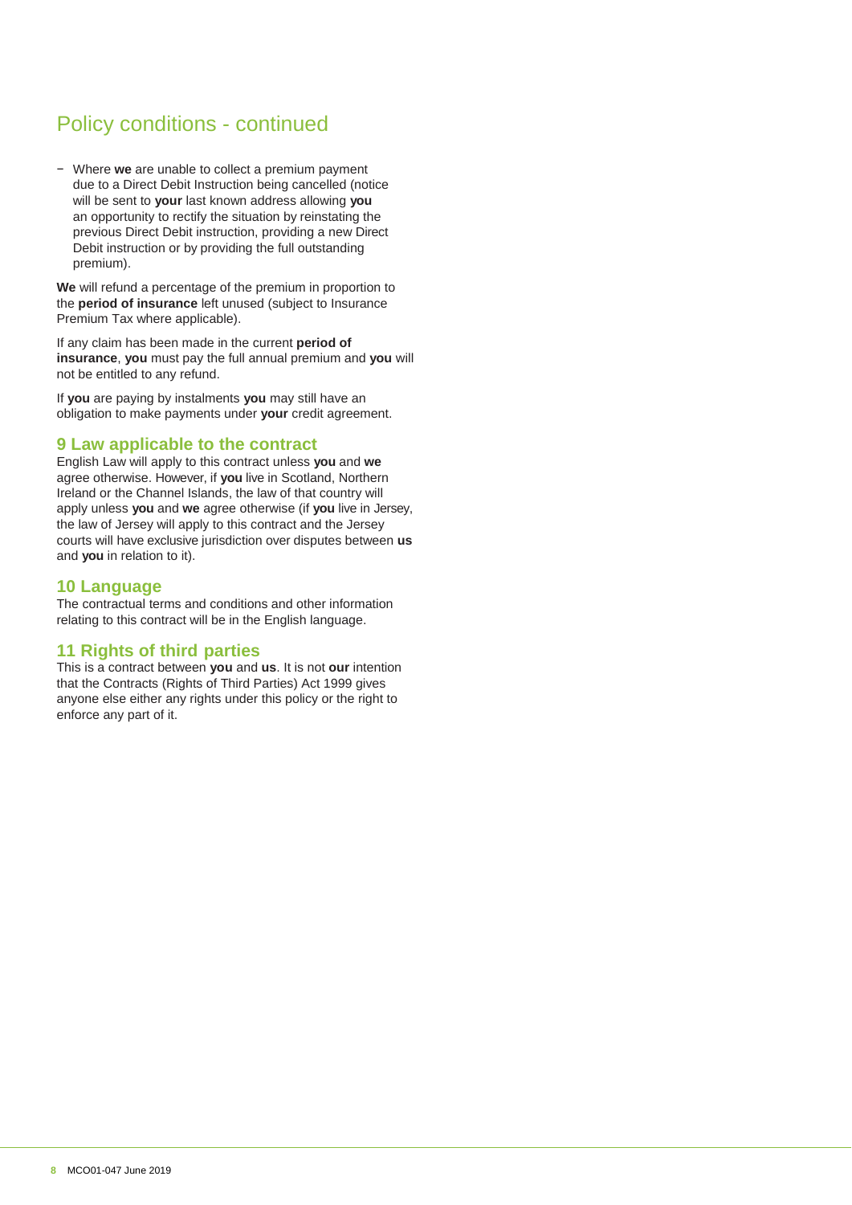## Policy conditions - continued

- Where **we** are unable to collect a premium payment due to a Direct Debit Instruction being cancelled (notice will be sent to **your** last known address allowing **you** an opportunity to rectify the situation by reinstating the previous Direct Debit instruction, providing a new Direct Debit instruction or by providing the full outstanding premium).

**We** will refund a percentage of the premium in proportion to the **period of insurance** left unused (subject to Insurance Premium Tax where applicable).

If any claim has been made in the current **period of insurance**, **you** must pay the full annual premium and **you** will not be entitled to any refund.

If **you** are paying by instalments **you** may still have an obligation to make payments under **your** credit agreement.

### 9 Law applicable to the contract

English Law will apply to this contract unless **you** and **we** agree otherwise. However, if **you** live in Scotland, Northern Ireland or the Channel Islands, the law of that country will apply unless **you** and **we** agree otherwise (if **you** live in Jersey, the law of Jersey will apply to this contract and the Jersey courts will have exclusive jurisdiction over disputes between **us** and **you** in relation to it).

### 10 Language

The contractual terms and conditions and other information relating to this contract will be in the English language.

### 11 Rights of third parties

This is a contract between **you** and **us**. It is not **our** intention that the Contracts (Rights of Third Parties) Act 1999 gives anyone else either any rights under this policy or the right to enforce any part of it.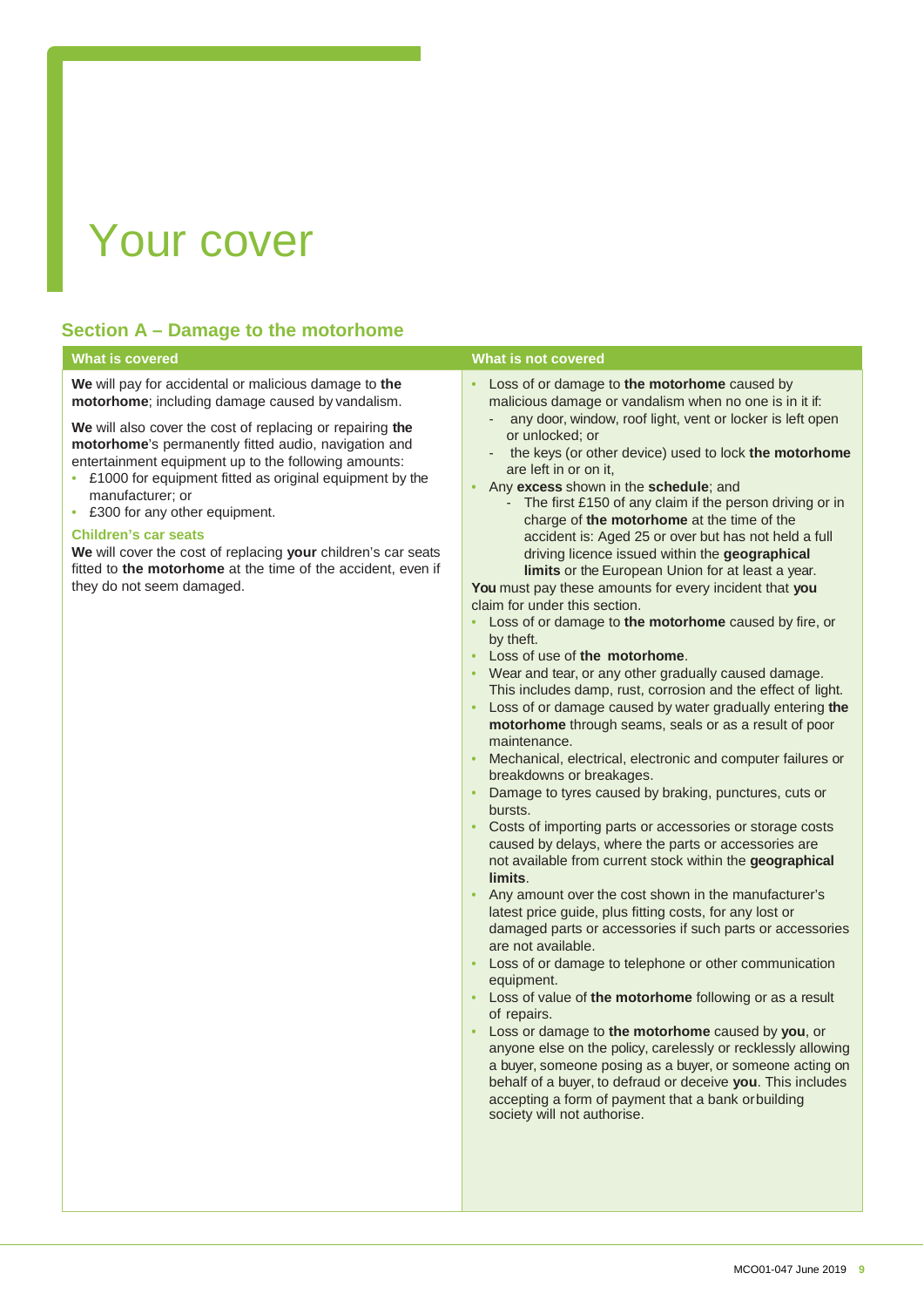# Your cover

## Section A – Damage to the motorhome

### What is covered

**We** will pay for accidental or malicious damage to **the motorhome**; including damage caused by vandalism.

**We** will also cover the cost of replacing or repairing **the motorhome**'s permanently fitted audio, navigation and entertainment equipment up to the following amounts:

- £1000 for equipment fitted as original equipment by the manufacturer; or
- £300 for any other equipment.

**Children's car seats**

**We** will cover the cost of replacing **your** children's car seats fitted to **the motorhome** at the time of the accident, even if they do not seem damaged.

### What is not covered

- Loss of or damage to **the motorhome** caused by malicious damage or vandalism when no one is in it if:
  - any door, window, roof light, vent or locker is left open or unlocked; or
  - the keys (or other device) used to lock **the motorhome** are left in or on it,
- Any **excess** shown in the **schedule**; and
  - The first £150 of any claim if the person driving or in charge of **the motorhome** at the time of the accident is: Aged 25 or over but has not held a full driving licence issued within the **geographical limits** or the European Union for at least a year.

**You** must pay these amounts for every incident that **you** claim for under this section.

- Loss of or damage to **the motorhome** caused by fire, or by theft.
- Loss of use of **the motorhome**.
- Wear and tear, or any other gradually caused damage. This includes damp, rust, corrosion and the effect of light.
- Loss of or damage caused by water gradually entering **the motorhome** through seams, seals or as a result of poor maintenance.
- Mechanical, electrical, electronic and computer failures or breakdowns or breakages.
- Damage to tyres caused by braking, punctures, cuts or bursts.
- Costs of importing parts or accessories or storage costs caused by delays, where the parts or accessories are not available from current stock within the **geographical limits**.
- Any amount over the cost shown in the manufacturer's latest price guide, plus fitting costs, for any lost or damaged parts or accessories if such parts or accessories are not available.
- Loss of or damage to telephone or other communication equipment.
- Loss of value of **the motorhome** following or as a result of repairs.
- Loss or damage to **the motorhome** caused by **you**, or anyone else on the policy, carelessly or recklessly allowing a buyer, someone posing as a buyer, or someone acting on behalf of a buyer, to defraud or deceive **you**. This includes accepting a form of payment that a bank or building society will not authorise.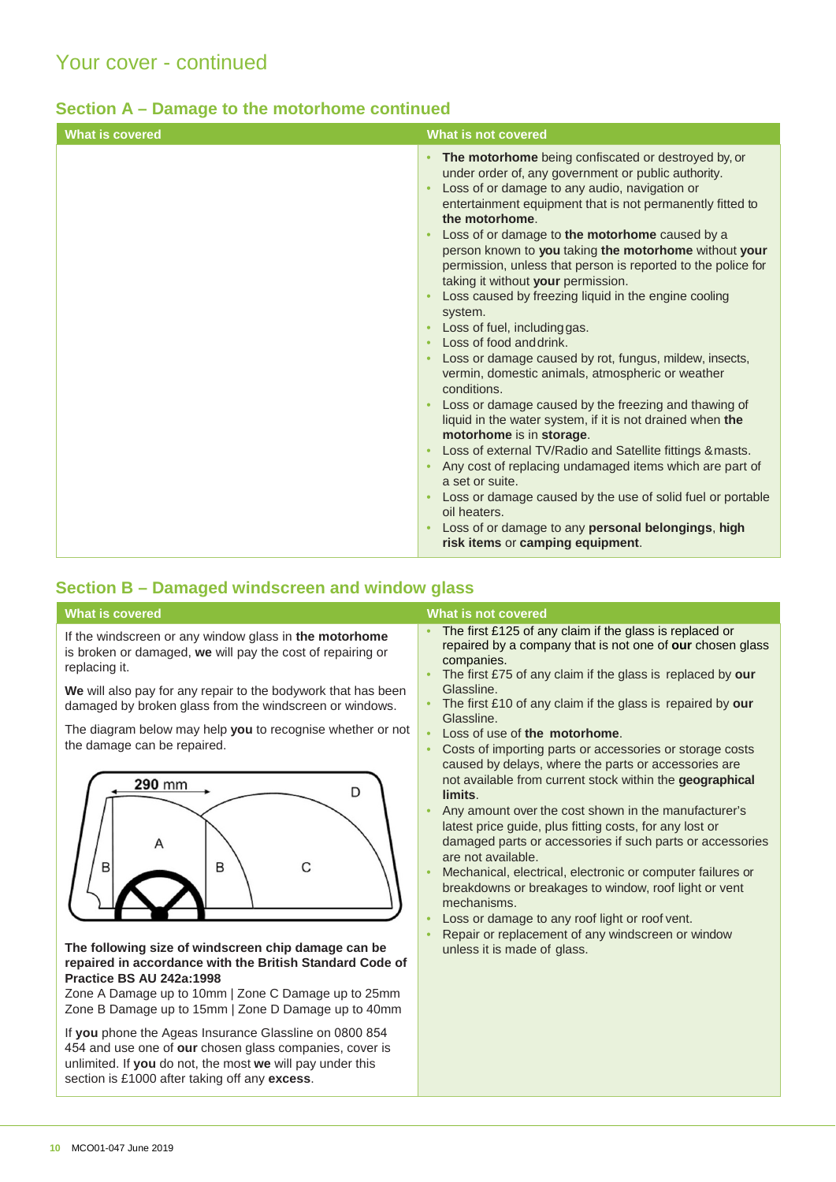# Your cover - continued

## Section A – Damage to the motorhome continued

| What is covered | What is not covered |
|---|---|
| | • **The motorhome** being confiscated or destroyed by, or under order of, any government or public authority.<br>• Loss of or damage to any audio, navigation or entertainment equipment that is not permanently fitted to **the motorhome**.<br>• Loss of or damage to **the motorhome** caused by a person known to **you** taking **the motorhome** without **your** permission, unless that person is reported to the police for taking it without **your** permission.<br>• Loss caused by freezing liquid in the engine cooling system.<br>• Loss of fuel, including gas.<br>• Loss of food and drink.<br>• Loss or damage caused by rot, fungus, mildew, insects, vermin, domestic animals, atmospheric or weather conditions.<br>• Loss or damage caused by the freezing and thawing of liquid in the water system, if it is not drained when **the motorhome** is in **storage**.<br>• Loss of external TV/Radio and Satellite fittings & masts.<br>• Any cost of replacing undamaged items which are part of a set or suite.<br>• Loss or damage caused by the use of solid fuel or portable oil heaters.<br>• Loss of or damage to any **personal belongings**, **high risk items** or **camping equipment**. |

## Section B – Damaged windscreen and window glass

| What is covered | What is not covered |
|---|---|
| If the windscreen or any window glass in **the motorhome** is broken or damaged, **we** will pay the cost of repairing or replacing it.<br><br>**We** will also pay for any repair to the bodywork that has been damaged by broken glass from the windscreen or windows.<br><br>The diagram below may help **you** to recognise whether or not the damage can be repaired.<br><br>[Diagram: windscreen zones A, B, C, D; 290 mm]<br><br>**The following size of windscreen chip damage can be repaired in accordance with the British Standard Code of Practice BS AU 242a:1998**<br>Zone A Damage up to 10mm \| Zone C Damage up to 25mm<br>Zone B Damage up to 15mm \| Zone D Damage up to 40mm<br><br>If **you** phone the Ageas Insurance Glassline on 0800 854 454 and use one of **our** chosen glass companies, cover is unlimited. If **you** do not, the most **we** will pay under this section is £1000 after taking off any **excess**. | • The first £125 of any claim if the glass is replaced or repaired by a company that is not one of **our** chosen glass companies.<br>• The first £75 of any claim if the glass is replaced by **our** Glassline.<br>• The first £10 of any claim if the glass is repaired by **our** Glassline.<br>• Loss of use of **the motorhome**.<br>• Costs of importing parts or accessories or storage costs caused by delays, where the parts or accessories are not available from current stock within the **geographical limits**.<br>• Any amount over the cost shown in the manufacturer's latest price guide, plus fitting costs, for any lost or damaged parts or accessories if such parts or accessories are not available.<br>• Mechanical, electrical, electronic or computer failures or breakdowns or breakages to window, roof light or vent mechanisms.<br>• Loss or damage to any roof light or roof vent.<br>• Repair or replacement of any windscreen or window unless it is made of glass. |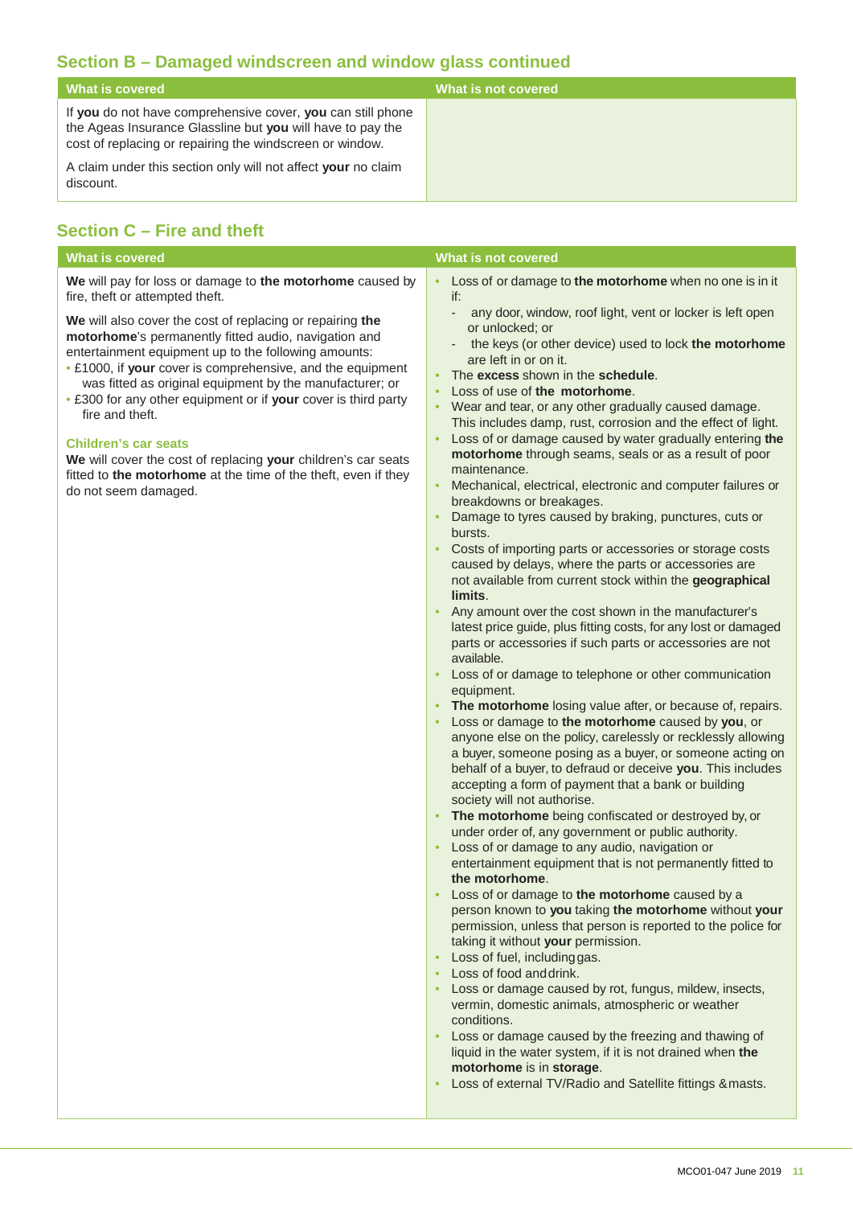## Section B – Damaged windscreen and window glass continued

| What is covered | What is not covered |
|---|---|
| If **you** do not have comprehensive cover, **you** can still phone the Ageas Insurance Glassline but **you** will have to pay the cost of replacing or repairing the windscreen or window.<br><br>A claim under this section only will not affect **your** no claim discount. | |

## Section C – Fire and theft

| What is covered | What is not covered |
|---|---|
| **We** will pay for loss or damage to **the motorhome** caused by fire, theft or attempted theft.<br><br>**We** will also cover the cost of replacing or repairing **the motorhome**'s permanently fitted audio, navigation and entertainment equipment up to the following amounts:<br>• £1000, if **your** cover is comprehensive, and the equipment was fitted as original equipment by the manufacturer; or<br>• £300 for any other equipment or if **your** cover is third party fire and theft.<br><br>**Children's car seats**<br>**We** will cover the cost of replacing **your** children's car seats fitted to **the motorhome** at the time of the theft, even if they do not seem damaged. | • Loss of or damage to **the motorhome** when no one is in it if:<br>- any door, window, roof light, vent or locker is left open or unlocked; or<br>- the keys (or other device) used to lock **the motorhome** are left in or on it.<br>• The **excess** shown in the **schedule**.<br>• Loss of use of **the motorhome**.<br>• Wear and tear, or any other gradually caused damage. This includes damp, rust, corrosion and the effect of light.<br>• Loss of or damage caused by water gradually entering **the motorhome** through seams, seals or as a result of poor maintenance.<br>• Mechanical, electrical, electronic and computer failures or breakdowns or breakages.<br>• Damage to tyres caused by braking, punctures, cuts or bursts.<br>• Costs of importing parts or accessories or storage costs caused by delays, where the parts or accessories are not available from current stock within the **geographical limits**.<br>• Any amount over the cost shown in the manufacturer's latest price guide, plus fitting costs, for any lost or damaged parts or accessories if such parts or accessories are not available.<br>• Loss of or damage to telephone or other communication equipment.<br>• **The motorhome** losing value after, or because of, repairs.<br>• Loss or damage to **the motorhome** caused by **you**, or anyone else on the policy, carelessly or recklessly allowing a buyer, someone posing as a buyer, or someone acting on behalf of a buyer, to defraud or deceive **you**. This includes accepting a form of payment that a bank or building society will not authorise.<br>• **The motorhome** being confiscated or destroyed by, or under order of, any government or public authority.<br>• Loss of or damage to any audio, navigation or entertainment equipment that is not permanently fitted to **the motorhome**.<br>• Loss of or damage to **the motorhome** caused by a person known to **you** taking **the motorhome** without **your** permission, unless that person is reported to the police for taking it without **your** permission.<br>• Loss of fuel, including gas.<br>• Loss of food and drink.<br>• Loss or damage caused by rot, fungus, mildew, insects, vermin, domestic animals, atmospheric or weather conditions.<br>• Loss or damage caused by the freezing and thawing of liquid in the water system, if it is not drained when **the motorhome** is in **storage**.<br>• Loss of external TV/Radio and Satellite fittings & masts. |

MCO01-047 June 2019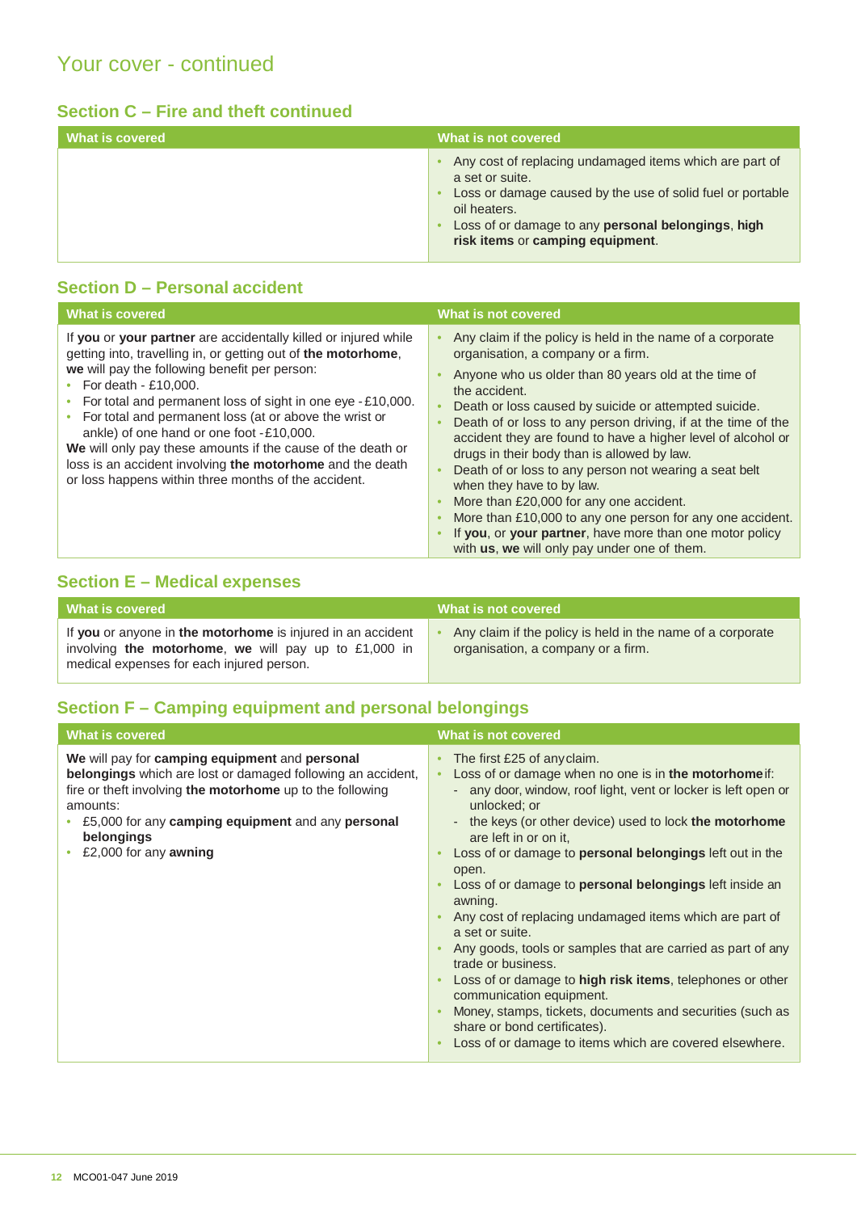# Your cover - continued

## Section C – Fire and theft continued

| What is covered | What is not covered |
| --- | --- |
| | • Any cost of replacing undamaged items which are part of a set or suite.<br>• Loss or damage caused by the use of solid fuel or portable oil heaters.<br>• Loss of or damage to any **personal belongings**, **high risk items** or **camping equipment**. |

## Section D – Personal accident

| What is covered | What is not covered |
| --- | --- |
| If **you** or **your partner** are accidentally killed or injured while getting into, travelling in, or getting out of **the motorhome**, **we** will pay the following benefit per person:<br>• For death - £10,000.<br>• For total and permanent loss of sight in one eye - £10,000.<br>• For total and permanent loss (at or above the wrist or ankle) of one hand or one foot - £10,000.<br>**We** will only pay these amounts if the cause of the death or loss is an accident involving **the motorhome** and the death or loss happens within three months of the accident. | • Any claim if the policy is held in the name of a corporate organisation, a company or a firm.<br>• Anyone who us older than 80 years old at the time of the accident.<br>• Death or loss caused by suicide or attempted suicide.<br>• Death of or loss to any person driving, if at the time of the accident they are found to have a higher level of alcohol or drugs in their body than is allowed by law.<br>• Death of or loss to any person not wearing a seat belt when they have to by law.<br>• More than £20,000 for any one accident.<br>• More than £10,000 to any one person for any one accident.<br>• If **you**, or **your partner**, have more than one motor policy with **us**, **we** will only pay under one of them. |

## Section E – Medical expenses

| What is covered | What is not covered |
| --- | --- |
| If **you** or anyone in **the motorhome** is injured in an accident involving **the motorhome**, **we** will pay up to £1,000 in medical expenses for each injured person. | • Any claim if the policy is held in the name of a corporate organisation, a company or a firm. |

## Section F – Camping equipment and personal belongings

| What is covered | What is not covered |
| --- | --- |
| **We** will pay for **camping equipment** and **personal belongings** which are lost or damaged following an accident, fire or theft involving **the motorhome** up to the following amounts:<br>• £5,000 for any **camping equipment** and any **personal belongings**<br>• £2,000 for any **awning** | • The first £25 of any claim.<br>• Loss of or damage when no one is in **the motorhome** if:<br>  - any door, window, roof light, vent or locker is left open or unlocked; or<br>  - the keys (or other device) used to lock **the motorhome** are left in or on it,<br>• Loss of or damage to **personal belongings** left out in the open.<br>• Loss of or damage to **personal belongings** left inside an awning.<br>• Any cost of replacing undamaged items which are part of a set or suite.<br>• Any goods, tools or samples that are carried as part of any trade or business.<br>• Loss of or damage to **high risk items**, telephones or other communication equipment.<br>• Money, stamps, tickets, documents and securities (such as share or bond certificates).<br>• Loss of or damage to items which are covered elsewhere. |

MCO01-047 June 2019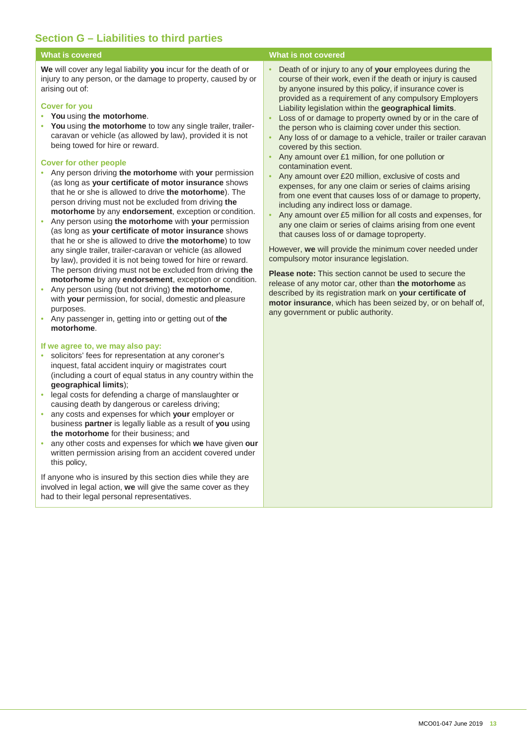## Section G – Liabilities to third parties

### What is covered

**We** will cover any legal liability **you** incur for the death of or injury to any person, or the damage to property, caused by or arising out of:

#### Cover for you

- **You** using **the motorhome**.
- **You** using **the motorhome** to tow any single trailer, trailer-caravan or vehicle (as allowed by law), provided it is not being towed for hire or reward.

#### Cover for other people

- Any person driving **the motorhome** with **your** permission (as long as **your certificate of motor insurance** shows that he or she is allowed to drive **the motorhome**). The person driving must not be excluded from driving **the motorhome** by any **endorsement**, exception or condition.
- Any person using **the motorhome** with **your** permission (as long as **your certificate of motor insurance** shows that he or she is allowed to drive **the motorhome**) to tow any single trailer, trailer-caravan or vehicle (as allowed by law), provided it is not being towed for hire or reward. The person driving must not be excluded from driving **the motorhome** by any **endorsement**, exception or condition.
- Any person using (but not driving) **the motorhome**, with **your** permission, for social, domestic and pleasure purposes.
- Any passenger in, getting into or getting out of **the motorhome**.

#### If we agree to, we may also pay:

- solicitors' fees for representation at any coroner's inquest, fatal accident inquiry or magistrates court (including a court of equal status in any country within the **geographical limits**);
- legal costs for defending a charge of manslaughter or causing death by dangerous or careless driving;
- any costs and expenses for which **your** employer or business **partner** is legally liable as a result of **you** using **the motorhome** for their business; and
- any other costs and expenses for which **we** have given **our** written permission arising from an accident covered under this policy,

If anyone who is insured by this section dies while they are involved in legal action, **we** will give the same cover as they had to their legal personal representatives.

### What is not covered

- Death of or injury to any of **your** employees during the course of their work, even if the death or injury is caused by anyone insured by this policy, if insurance cover is provided as a requirement of any compulsory Employers Liability legislation within the **geographical limits**.
- Loss of or damage to property owned by or in the care of the person who is claiming cover under this section.
- Any loss of or damage to a vehicle, trailer or trailer caravan covered by this section.
- Any amount over £1 million, for one pollution or contamination event.
- Any amount over £20 million, exclusive of costs and expenses, for any one claim or series of claims arising from one event that causes loss of or damage to property, including any indirect loss or damage.
- Any amount over £5 million for all costs and expenses, for any one claim or series of claims arising from one event that causes loss of or damage to property.

However, **we** will provide the minimum cover needed under compulsory motor insurance legislation.

**Please note:** This section cannot be used to secure the release of any motor car, other than **the motorhome** as described by its registration mark on **your certificate of motor insurance**, which has been seized by, or on behalf of, any government or public authority.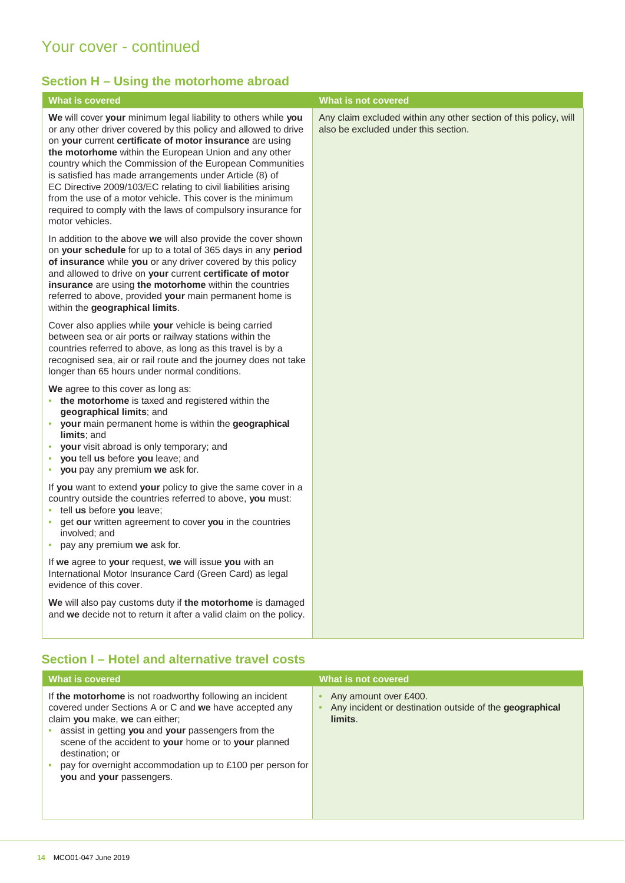## Your cover - continued

### Section H – Using the motorhome abroad

| What is covered | What is not covered |
|---|---|
| **We** will cover **your** minimum legal liability to others while **you** or any other driver covered by this policy and allowed to drive on **your** current **certificate of motor insurance** are using **the motorhome** within the European Union and any other country which the Commission of the European Communities is satisfied has made arrangements under Article (8) of EC Directive 2009/103/EC relating to civil liabilities arising from the use of a motor vehicle. This cover is the minimum required to comply with the laws of compulsory insurance for motor vehicles.<br><br>In addition to the above **we** will also provide the cover shown on **your schedule** for up to a total of 365 days in any **period of insurance** while **you** or any driver covered by this policy and allowed to drive on **your** current **certificate of motor insurance** are using **the motorhome** within the countries referred to above, provided **your** main permanent home is within the **geographical limits**.<br><br>Cover also applies while **your** vehicle is being carried between sea or air ports or railway stations within the countries referred to above, as long as this travel is by a recognised sea, air or rail route and the journey does not take longer than 65 hours under normal conditions.<br><br>**We** agree to this cover as long as:<br>• **the motorhome** is taxed and registered within the **geographical limits**; and<br>• **your** main permanent home is within the **geographical limits**; and<br>• **your** visit abroad is only temporary; and<br>• **you** tell **us** before **you** leave; and<br>• **you** pay any premium **we** ask for.<br><br>If **you** want to extend **your** policy to give the same cover in a country outside the countries referred to above, **you** must:<br>• tell **us** before **you** leave;<br>• get **our** written agreement to cover **you** in the countries involved; and<br>• pay any premium **we** ask for.<br><br>If **we** agree to **your** request, **we** will issue **you** with an International Motor Insurance Card (Green Card) as legal evidence of this cover.<br><br>**We** will also pay customs duty if **the motorhome** is damaged and **we** decide not to return it after a valid claim on the policy. | Any claim excluded within any other section of this policy, will also be excluded under this section. |

### Section I – Hotel and alternative travel costs

| What is covered | What is not covered |
|---|---|
| If **the motorhome** is not roadworthy following an incident covered under Sections A or C and **we** have accepted any claim **you** make, **we** can either;<br>• assist in getting **you** and **your** passengers from the scene of the accident to **your** home or to **your** planned destination; or<br>• pay for overnight accommodation up to £100 per person for **you** and **your** passengers. | • Any amount over £400.<br>• Any incident or destination outside of the **geographical limits**. |

MCO01-047 June 2019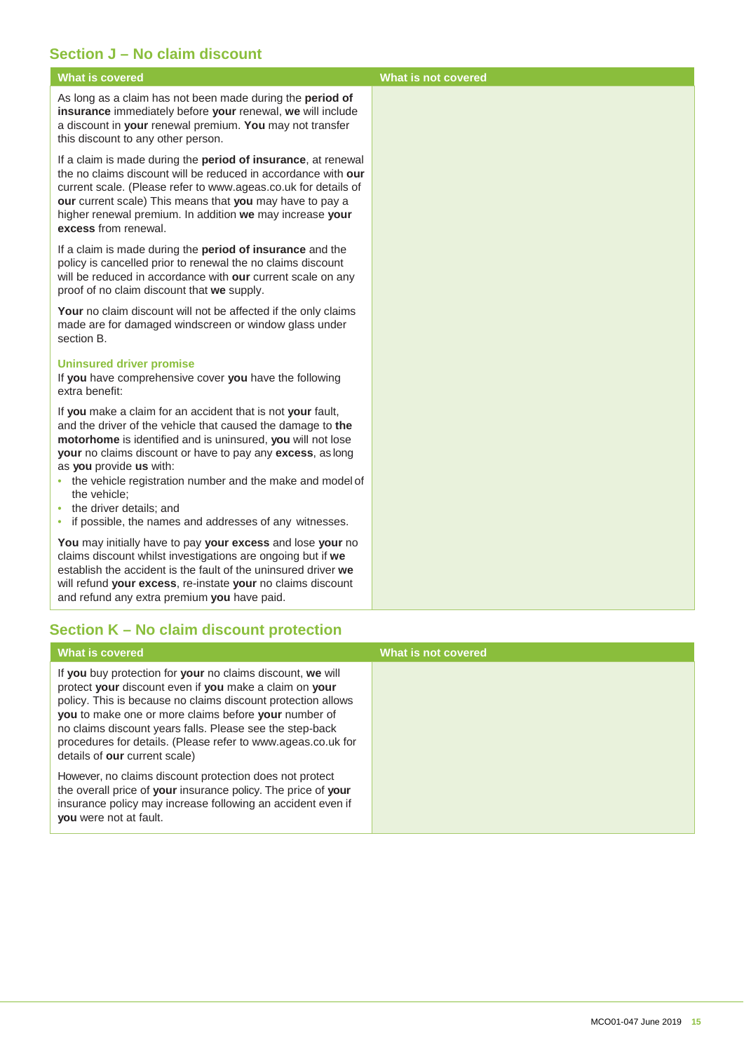## Section J – No claim discount

| What is covered | What is not covered |
|---|---|
| As long as a claim has not been made during the **period of insurance** immediately before **your** renewal, **we** will include a discount in **your** renewal premium. **You** may not transfer this discount to any other person.<br><br>If a claim is made during the **period of insurance**, at renewal the no claims discount will be reduced in accordance with **our** current scale. (Please refer to www.ageas.co.uk for details of **our** current scale) This means that **you** may have to pay a higher renewal premium. In addition **we** may increase **your excess** from renewal.<br><br>If a claim is made during the **period of insurance** and the policy is cancelled prior to renewal the no claims discount will be reduced in accordance with **our** current scale on any proof of no claim discount that **we** supply.<br><br>**Your** no claim discount will not be affected if the only claims made are for damaged windscreen or window glass under section B.<br><br>**Uninsured driver promise**<br>If **you** have comprehensive cover **you** have the following extra benefit:<br><br>If **you** make a claim for an accident that is not **your** fault, and the driver of the vehicle that caused the damage to **the motorhome** is identified and is uninsured, **you** will not lose **your** no claims discount or have to pay any **excess**, as long as **you** provide **us** with:<br>• the vehicle registration number and the make and model of the vehicle;<br>• the driver details; and<br>• if possible, the names and addresses of any witnesses.<br><br>**You** may initially have to pay **your excess** and lose **your** no claims discount whilst investigations are ongoing but if **we** establish the accident is the fault of the uninsured driver **we** will refund **your excess**, re-instate **your** no claims discount and refund any extra premium **you** have paid. | |

## Section K – No claim discount protection

| What is covered | What is not covered |
|---|---|
| If **you** buy protection for **your** no claims discount, **we** will protect **your** discount even if **you** make a claim on **your** policy. This is because no claims discount protection allows **you** to make one or more claims before **your** number of no claims discount years falls. Please see the step-back procedures for details. (Please refer to www.ageas.co.uk for details of **our** current scale)<br><br>However, no claims discount protection does not protect the overall price of **your** insurance policy. The price of **your** insurance policy may increase following an accident even if **you** were not at fault. | |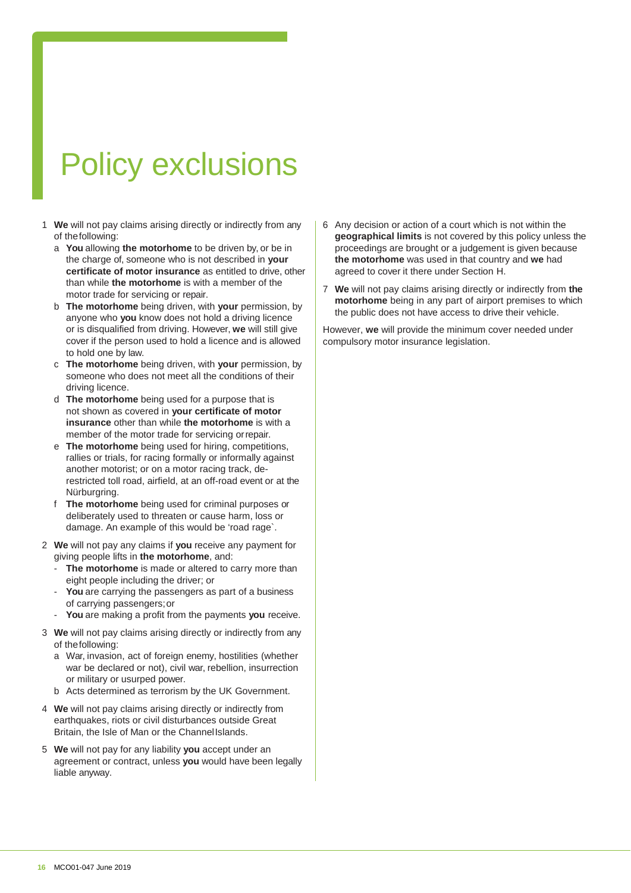# Policy exclusions

1 **We** will not pay claims arising directly or indirectly from any of the following:
   a **You** allowing **the motorhome** to be driven by, or be in the charge of, someone who is not described in **your certificate of motor insurance** as entitled to drive, other than while **the motorhome** is with a member of the motor trade for servicing or repair.
   b **The motorhome** being driven, with **your** permission, by anyone who **you** know does not hold a driving licence or is disqualified from driving. However, **we** will still give cover if the person used to hold a licence and is allowed to hold one by law.
   c **The motorhome** being driven, with **your** permission, by someone who does not meet all the conditions of their driving licence.
   d **The motorhome** being used for a purpose that is not shown as covered in **your certificate of motor insurance** other than while **the motorhome** is with a member of the motor trade for servicing or repair.
   e **The motorhome** being used for hiring, competitions, rallies or trials, for racing formally or informally against another motorist; or on a motor racing track, de-restricted toll road, airfield, at an off-road event or at the Nürburgring.
   f **The motorhome** being used for criminal purposes or deliberately used to threaten or cause harm, loss or damage. An example of this would be 'road rage`.

2 **We** will not pay any claims if **you** receive any payment for giving people lifts in **the motorhome**, and:
   - **The motorhome** is made or altered to carry more than eight people including the driver; or
   - **You** are carrying the passengers as part of a business of carrying passengers; or
   - **You** are making a profit from the payments **you** receive.

3 **We** will not pay claims arising directly or indirectly from any of the following:
   a War, invasion, act of foreign enemy, hostilities (whether war be declared or not), civil war, rebellion, insurrection or military or usurped power.
   b Acts determined as terrorism by the UK Government.

4 **We** will not pay claims arising directly or indirectly from earthquakes, riots or civil disturbances outside Great Britain, the Isle of Man or the Channel Islands.

5 **We** will not pay for any liability **you** accept under an agreement or contract, unless **you** would have been legally liable anyway.

6 Any decision or action of a court which is not within the **geographical limits** is not covered by this policy unless the proceedings are brought or a judgement is given because **the motorhome** was used in that country and **we** had agreed to cover it there under Section H.

7 **We** will not pay claims arising directly or indirectly from **the motorhome** being in any part of airport premises to which the public does not have access to drive their vehicle.

However, **we** will provide the minimum cover needed under compulsory motor insurance legislation.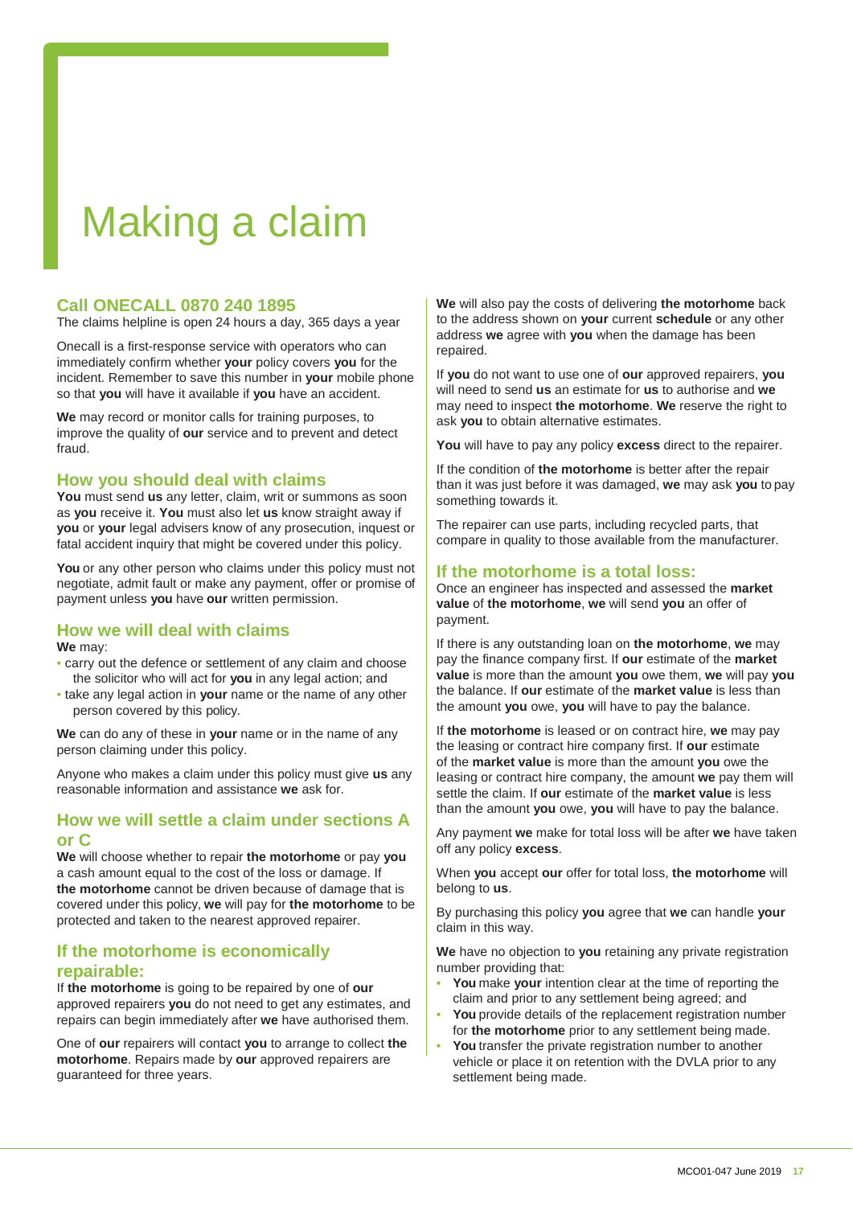# Making a claim

## Call ONECALL 0870 240 1895

The claims helpline is open 24 hours a day, 365 days a year

Onecall is a first-response service with operators who can immediately confirm whether **your** policy covers **you** for the incident. Remember to save this number in **your** mobile phone so that **you** will have it available if **you** have an accident.

**We** may record or monitor calls for training purposes, to improve the quality of **our** service and to prevent and detect fraud.

## How you should deal with claims

**You** must send **us** any letter, claim, writ or summons as soon as **you** receive it. **You** must also let **us** know straight away if **you** or **your** legal advisers know of any prosecution, inquest or fatal accident inquiry that might be covered under this policy.

**You** or any other person who claims under this policy must not negotiate, admit fault or make any payment, offer or promise of payment unless **you** have **our** written permission.

## How we will deal with claims

**We** may:

- carry out the defence or settlement of any claim and choose the solicitor who will act for **you** in any legal action; and
- take any legal action in **your** name or the name of any other person covered by this policy.

**We** can do any of these in **your** name or in the name of any person claiming under this policy.

Anyone who makes a claim under this policy must give **us** any reasonable information and assistance **we** ask for.

## How we will settle a claim under sections A or C

**We** will choose whether to repair **the motorhome** or pay **you** a cash amount equal to the cost of the loss or damage. If **the motorhome** cannot be driven because of damage that is covered under this policy, **we** will pay for **the motorhome** to be protected and taken to the nearest approved repairer.

## If the motorhome is economically repairable:

If **the motorhome** is going to be repaired by one of **our** approved repairers **you** do not need to get any estimates, and repairs can begin immediately after **we** have authorised them.

One of **our** repairers will contact **you** to arrange to collect **the motorhome**. Repairs made by **our** approved repairers are guaranteed for three years.

**We** will also pay the costs of delivering **the motorhome** back to the address shown on **your** current **schedule** or any other address **we** agree with **you** when the damage has been repaired.

If **you** do not want to use one of **our** approved repairers, **you** will need to send **us** an estimate for **us** to authorise and **we** may need to inspect **the motorhome**. **We** reserve the right to ask **you** to obtain alternative estimates.

**You** will have to pay any policy **excess** direct to the repairer.

If the condition of **the motorhome** is better after the repair than it was just before it was damaged, **we** may ask **you** to pay something towards it.

The repairer can use parts, including recycled parts, that compare in quality to those available from the manufacturer.

## If the motorhome is a total loss:

Once an engineer has inspected and assessed the **market value** of **the motorhome**, **we** will send **you** an offer of payment.

If there is any outstanding loan on **the motorhome**, **we** may pay the finance company first. If **our** estimate of the **market value** is more than the amount **you** owe them, **we** will pay **you** the balance. If **our** estimate of the **market value** is less than the amount **you** owe, **you** will have to pay the balance.

If **the motorhome** is leased or on contract hire, **we** may pay the leasing or contract hire company first. If **our** estimate of the **market value** is more than the amount **you** owe the leasing or contract hire company, the amount **we** pay them will settle the claim. If **our** estimate of the **market value** is less than the amount **you** owe, **you** will have to pay the balance.

Any payment **we** make for total loss will be after **we** have taken off any policy **excess**.

When **you** accept **our** offer for total loss, **the motorhome** will belong to **us**.

By purchasing this policy **you** agree that **we** can handle **your** claim in this way.

**We** have no objection to **you** retaining any private registration number providing that:

- **You** make **your** intention clear at the time of reporting the claim and prior to any settlement being agreed; and
- **You** provide details of the replacement registration number for **the motorhome** prior to any settlement being made.
- **You** transfer the private registration number to another vehicle or place it on retention with the DVLA prior to any settlement being made.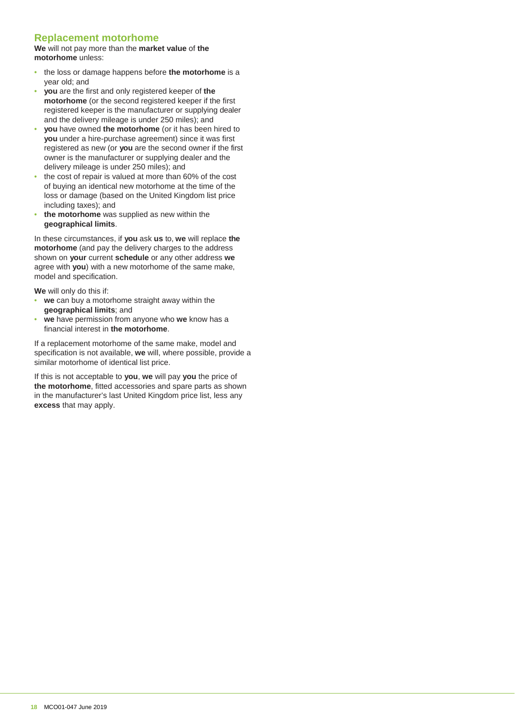## Replacement motorhome

**We** will not pay more than the **market value** of **the motorhome** unless:

- the loss or damage happens before **the motorhome** is a year old; and
- **you** are the first and only registered keeper of **the motorhome** (or the second registered keeper if the first registered keeper is the manufacturer or supplying dealer and the delivery mileage is under 250 miles); and
- **you** have owned **the motorhome** (or it has been hired to **you** under a hire-purchase agreement) since it was first registered as new (or **you** are the second owner if the first owner is the manufacturer or supplying dealer and the delivery mileage is under 250 miles); and
- the cost of repair is valued at more than 60% of the cost of buying an identical new motorhome at the time of the loss or damage (based on the United Kingdom list price including taxes); and
- **the motorhome** was supplied as new within the **geographical limits**.

In these circumstances, if **you** ask **us** to, **we** will replace **the motorhome** (and pay the delivery charges to the address shown on **your** current **schedule** or any other address **we** agree with **you**) with a new motorhome of the same make, model and specification.

**We** will only do this if:

- **we** can buy a motorhome straight away within the **geographical limits**; and
- **we** have permission from anyone who **we** know has a financial interest in **the motorhome**.

If a replacement motorhome of the same make, model and specification is not available, **we** will, where possible, provide a similar motorhome of identical list price.

If this is not acceptable to **you**, **we** will pay **you** the price of **the motorhome**, fitted accessories and spare parts as shown in the manufacturer's last United Kingdom price list, less any **excess** that may apply.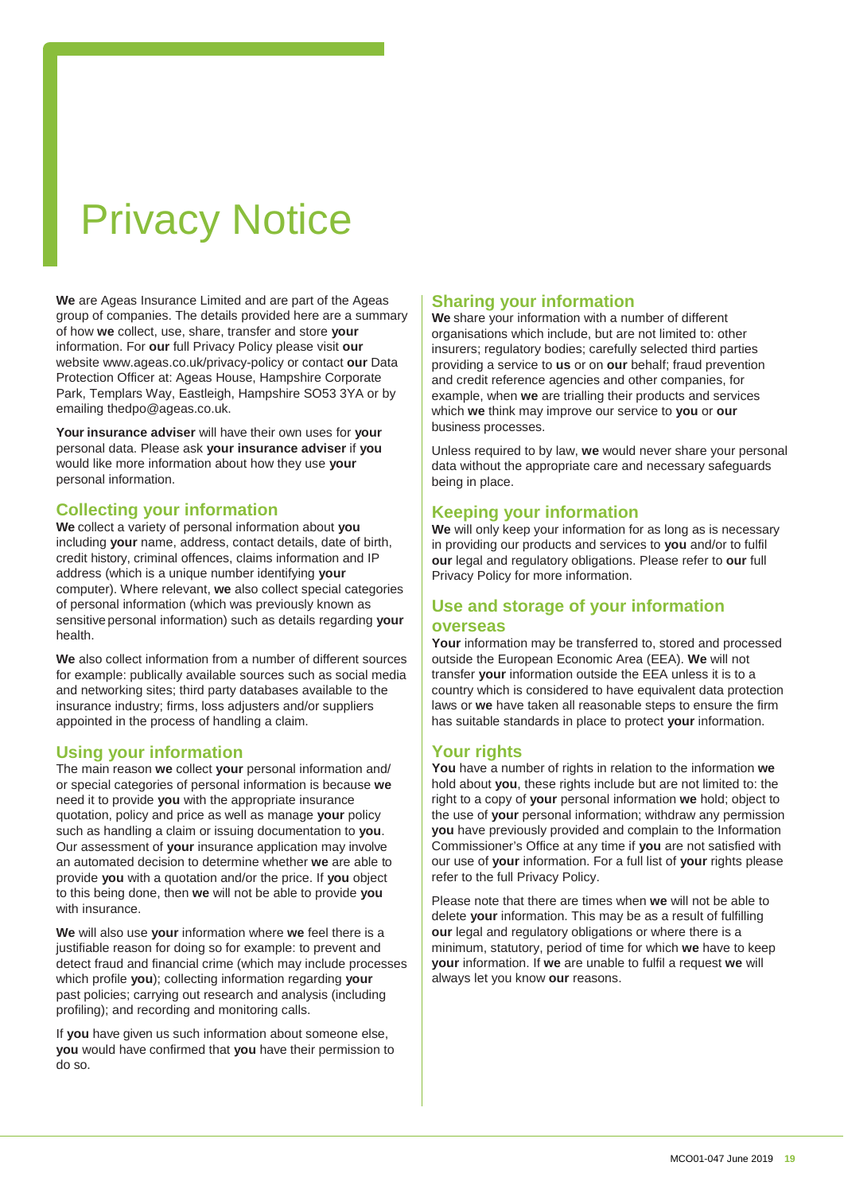# Privacy Notice

**We** are Ageas Insurance Limited and are part of the Ageas group of companies. The details provided here are a summary of how **we** collect, use, share, transfer and store **your** information. For **our** full Privacy Policy please visit **our** website www.ageas.co.uk/privacy-policy or contact **our** Data Protection Officer at: Ageas House, Hampshire Corporate Park, Templars Way, Eastleigh, Hampshire SO53 3YA or by emailing thedpo@ageas.co.uk.

**Your insurance adviser** will have their own uses for **your** personal data. Please ask **your insurance adviser** if **you** would like more information about how they use **your** personal information.

## Collecting your information

**We** collect a variety of personal information about **you** including **your** name, address, contact details, date of birth, credit history, criminal offences, claims information and IP address (which is a unique number identifying **your** computer). Where relevant, **we** also collect special categories of personal information (which was previously known as sensitive personal information) such as details regarding **your** health.

**We** also collect information from a number of different sources for example: publically available sources such as social media and networking sites; third party databases available to the insurance industry; firms, loss adjusters and/or suppliers appointed in the process of handling a claim.

## Using your information

The main reason **we** collect **your** personal information and/ or special categories of personal information is because **we** need it to provide **you** with the appropriate insurance quotation, policy and price as well as manage **your** policy such as handling a claim or issuing documentation to **you**. Our assessment of **your** insurance application may involve an automated decision to determine whether **we** are able to provide **you** with a quotation and/or the price. If **you** object to this being done, then **we** will not be able to provide **you** with insurance.

**We** will also use **your** information where **we** feel there is a justifiable reason for doing so for example: to prevent and detect fraud and financial crime (which may include processes which profile **you**); collecting information regarding **your** past policies; carrying out research and analysis (including profiling); and recording and monitoring calls.

If **you** have given us such information about someone else, **you** would have confirmed that **you** have their permission to do so.

## Sharing your information

**We** share your information with a number of different organisations which include, but are not limited to: other insurers; regulatory bodies; carefully selected third parties providing a service to **us** or on **our** behalf; fraud prevention and credit reference agencies and other companies, for example, when **we** are trialling their products and services which **we** think may improve our service to **you** or **our** business processes.

Unless required to by law, **we** would never share your personal data without the appropriate care and necessary safeguards being in place.

## Keeping your information

**We** will only keep your information for as long as is necessary in providing our products and services to **you** and/or to fulfil **our** legal and regulatory obligations. Please refer to **our** full Privacy Policy for more information.

## Use and storage of your information overseas

**Your** information may be transferred to, stored and processed outside the European Economic Area (EEA). **We** will not transfer **your** information outside the EEA unless it is to a country which is considered to have equivalent data protection laws or **we** have taken all reasonable steps to ensure the firm has suitable standards in place to protect **your** information.

## Your rights

**You** have a number of rights in relation to the information **we** hold about **you**, these rights include but are not limited to: the right to a copy of **your** personal information **we** hold; object to the use of **your** personal information; withdraw any permission **you** have previously provided and complain to the Information Commissioner's Office at any time if **you** are not satisfied with our use of **your** information. For a full list of **your** rights please refer to the full Privacy Policy.

Please note that there are times when **we** will not be able to delete **your** information. This may be as a result of fulfilling **our** legal and regulatory obligations or where there is a minimum, statutory, period of time for which **we** have to keep **your** information. If **we** are unable to fulfil a request **we** will always let you know **our** reasons.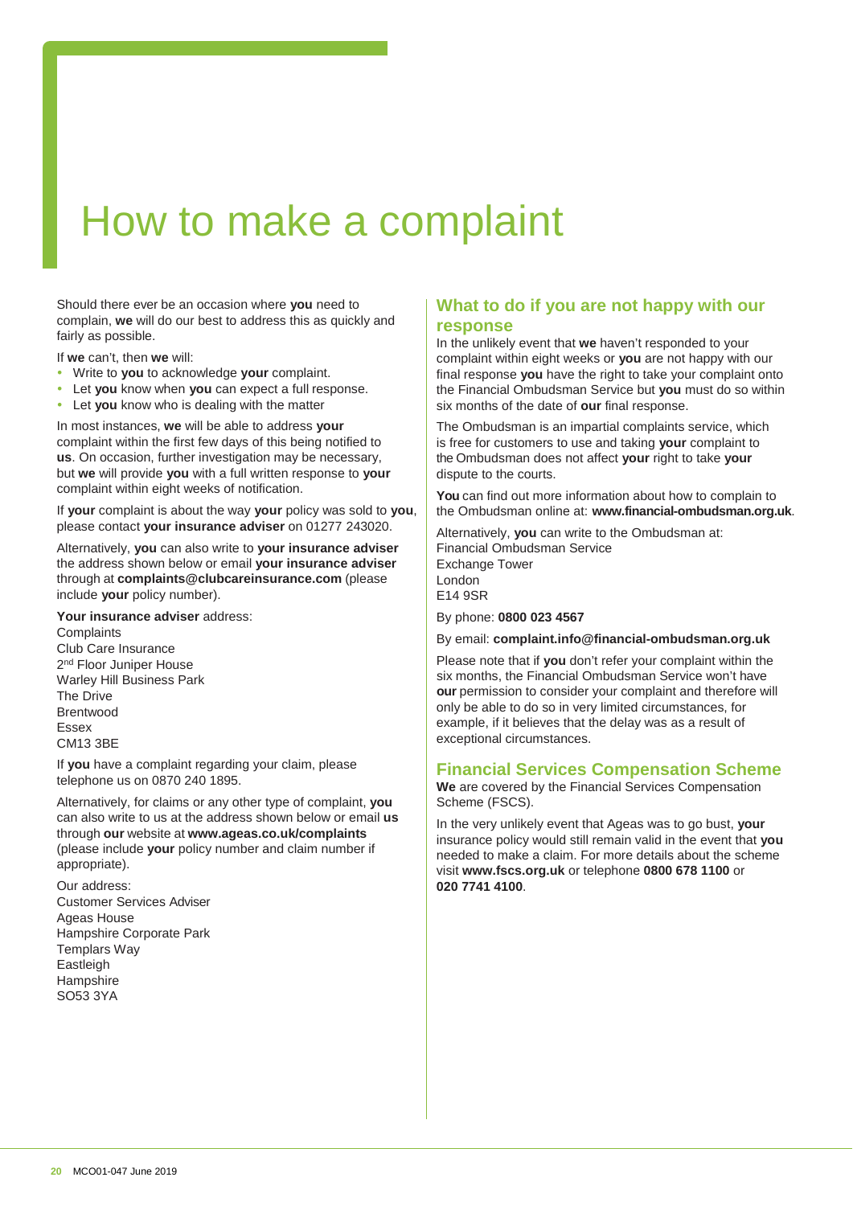# How to make a complaint

Should there ever be an occasion where **you** need to complain, **we** will do our best to address this as quickly and fairly as possible.

If **we** can't, then **we** will:

- Write to **you** to acknowledge **your** complaint.
- Let **you** know when **you** can expect a full response.
- Let **you** know who is dealing with the matter

In most instances, **we** will be able to address **your** complaint within the first few days of this being notified to **us**. On occasion, further investigation may be necessary, but **we** will provide **you** with a full written response to **your** complaint within eight weeks of notification.

If **your** complaint is about the way **your** policy was sold to **you**, please contact **your insurance adviser** on 01277 243020.

Alternatively, **you** can also write to **your insurance adviser** the address shown below or email **your insurance adviser** through at **complaints@clubcareinsurance.com** (please include **your** policy number).

**Your insurance adviser** address:
Complaints
Club Care Insurance
2nd Floor Juniper House
Warley Hill Business Park
The Drive
Brentwood
Essex
CM13 3BE

If **you** have a complaint regarding your claim, please telephone us on 0870 240 1895.

Alternatively, for claims or any other type of complaint, **you** can also write to us at the address shown below or email **us** through **our** website at **www.ageas.co.uk/complaints** (please include **your** policy number and claim number if appropriate).

Our address:
Customer Services Adviser
Ageas House
Hampshire Corporate Park
Templars Way
Eastleigh
Hampshire
SO53 3YA

## What to do if you are not happy with our response

In the unlikely event that **we** haven't responded to your complaint within eight weeks or **you** are not happy with our final response **you** have the right to take your complaint onto the Financial Ombudsman Service but **you** must do so within six months of the date of **our** final response.

The Ombudsman is an impartial complaints service, which is free for customers to use and taking **your** complaint to the Ombudsman does not affect **your** right to take **your** dispute to the courts.

**You** can find out more information about how to complain to the Ombudsman online at: **www.financial-ombudsman.org.uk**.

Alternatively, **you** can write to the Ombudsman at:
Financial Ombudsman Service
Exchange Tower
London
E14 9SR

By phone: **0800 023 4567**

By email: **complaint.info@financial-ombudsman.org.uk**

Please note that if **you** don't refer your complaint within the six months, the Financial Ombudsman Service won't have **our** permission to consider your complaint and therefore will only be able to do so in very limited circumstances, for example, if it believes that the delay was as a result of exceptional circumstances.

## Financial Services Compensation Scheme

**We** are covered by the Financial Services Compensation Scheme (FSCS).

In the very unlikely event that Ageas was to go bust, **your** insurance policy would still remain valid in the event that **you** needed to make a claim. For more details about the scheme visit **www.fscs.org.uk** or telephone **0800 678 1100** or **020 7741 4100**.

MCO01-047 June 2019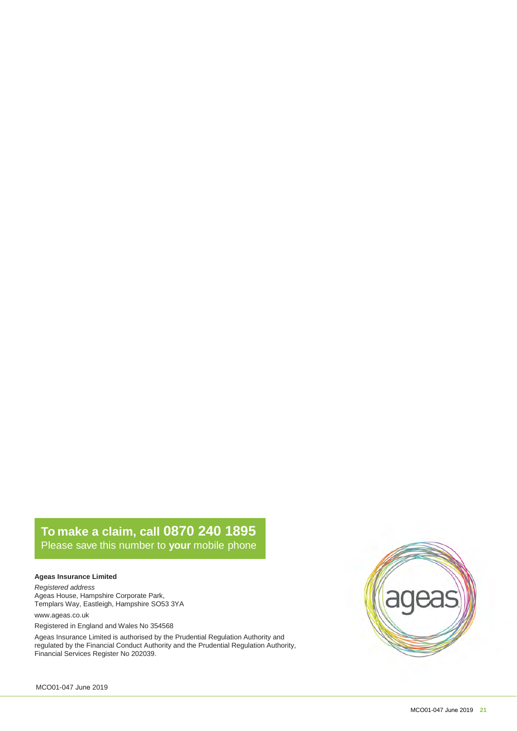**To make a claim, call 0870 240 1895**
Please save this number to **your** mobile phone

**Ageas Insurance Limited**

*Registered address*
Ageas House, Hampshire Corporate Park,
Templars Way, Eastleigh, Hampshire SO53 3YA

www.ageas.co.uk

Registered in England and Wales No 354568

Ageas Insurance Limited is authorised by the Prudential Regulation Authority and regulated by the Financial Conduct Authority and the Prudential Regulation Authority, Financial Services Register No 202039.

MCO01-047 June 2019